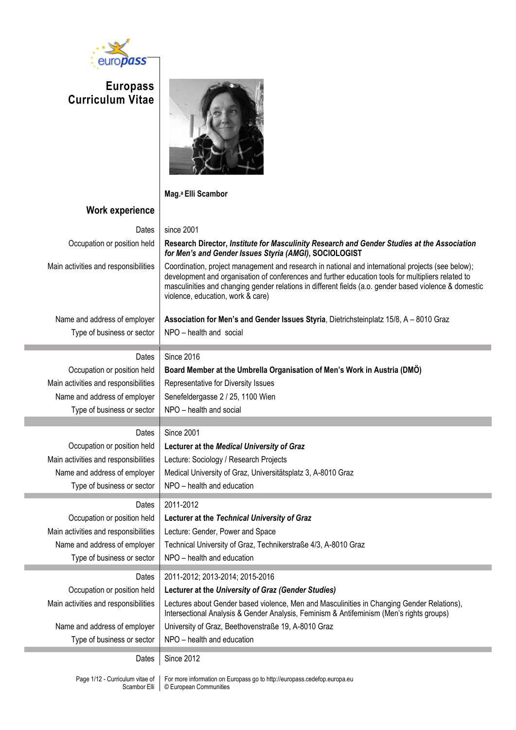# Europass Curriculum Vitae

**Mag.ª Elli Scambor**

## Work experience

| | |
|---|---|
| Dates | since 2001 |
| Occupation or position held | **Research Director, *Institute for Masculinity Research and Gender Studies at the Association for Men's and Gender Issues Styria (AMGI)*, SOCIOLOGIST** |
| Main activities and responsibilities | Coordination, project management and research in national and international projects (see below); development and organisation of conferences and further education tools for multipliers related to masculinities and changing gender relations in different fields (a.o. gender based violence & domestic violence, education, work & care) |
| Name and address of employer | **Association for Men's and Gender Issues Styria**, Dietrichsteinplatz 15/8, A – 8010 Graz |
| Type of business or sector | NPO – health and social |

| | |
|---|---|
| Dates | Since 2016 |
| Occupation or position held | **Board Member at the Umbrella Organisation of Men's Work in Austria (DMÖ)** |
| Main activities and responsibilities | Representative for Diversity Issues |
| Name and address of employer | Senefeldergasse 2 / 25, 1100 Wien |
| Type of business or sector | NPO – health and social |

| | |
|---|---|
| Dates | Since 2001 |
| Occupation or position held | **Lecturer at the *Medical University of Graz*** |
| Main activities and responsibilities | Lecture: Sociology / Research Projects |
| Name and address of employer | Medical University of Graz, Universitätsplatz 3, A-8010 Graz |
| Type of business or sector | NPO – health and education |

| | |
|---|---|
| Dates | 2011-2012 |
| Occupation or position held | **Lecturer at the *Technical University of Graz*** |
| Main activities and responsibilities | Lecture: Gender, Power and Space |
| Name and address of employer | Technical University of Graz, Technikerstraße 4/3, A-8010 Graz |
| Type of business or sector | NPO – health and education |

| | |
|---|---|
| Dates | 2011-2012; 2013-2014; 2015-2016 |
| Occupation or position held | **Lecturer at the *University of Graz (Gender Studies)*** |
| Main activities and responsibilities | Lectures about Gender based violence, Men and Masculinities in Changing Gender Relations), Intersectional Analysis & Gender Analysis, Feminism & Antifeminism (Men's rights groups) |
| Name and address of employer | University of Graz, Beethovenstraße 19, A-8010 Graz |
| Type of business or sector | NPO – health and education |

| | |
|---|---|
| Dates | Since 2012 |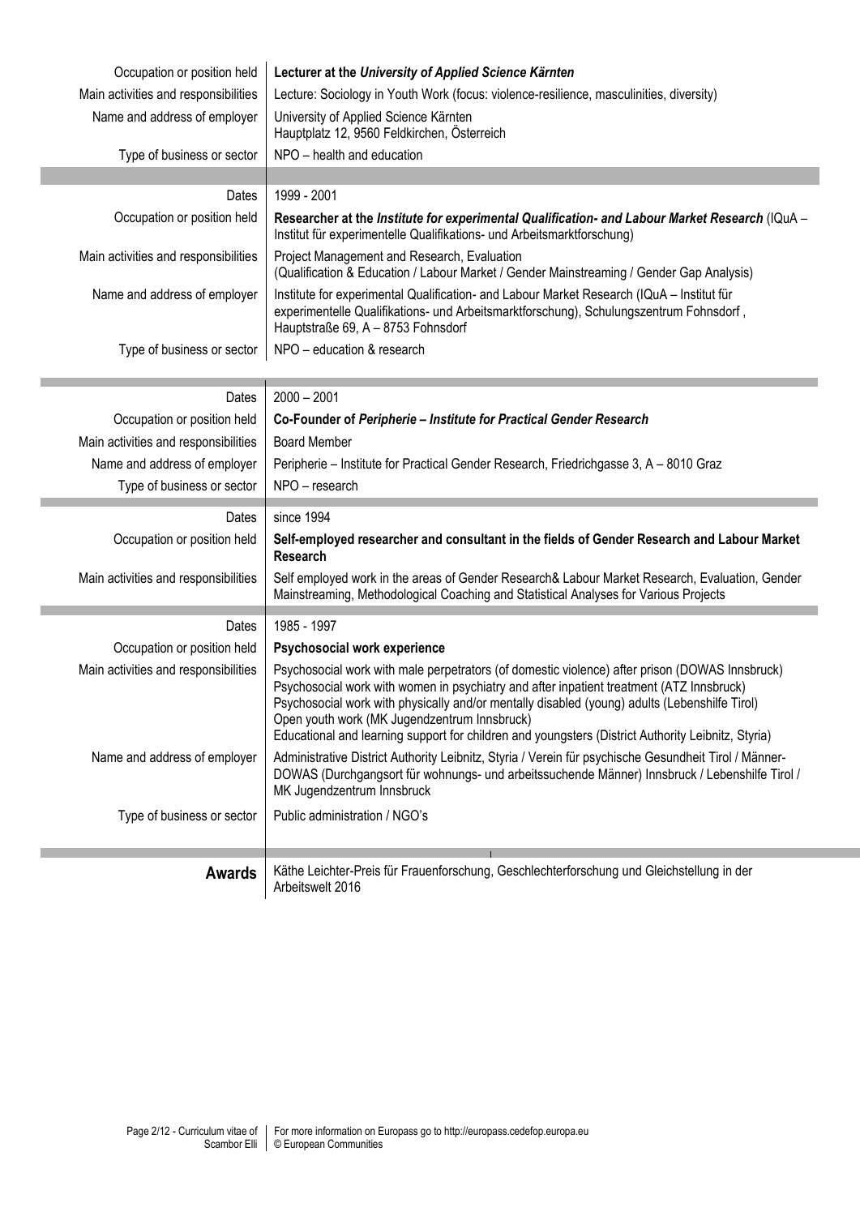| | |
|---|---|
| Occupation or position held | **Lecturer at the *University of Applied Science Kärnten*** |
| Main activities and responsibilities | Lecture: Sociology in Youth Work (focus: violence-resilience, masculinities, diversity) |
| Name and address of employer | University of Applied Science Kärnten<br>Hauptplatz 12, 9560 Feldkirchen, Österreich |
| Type of business or sector | NPO – health and education |

| | |
|---|---|
| Dates | 1999 - 2001 |
| Occupation or position held | ***Researcher at the Institute for experimental Qualification- and Labour Market Research*** (IQuA – Institut für experimentelle Qualifikations- und Arbeitsmarktforschung) |
| Main activities and responsibilities | Project Management and Research, Evaluation<br>(Qualification & Education / Labour Market / Gender Mainstreaming / Gender Gap Analysis) |
| Name and address of employer | Institute for experimental Qualification- and Labour Market Research (IQuA – Institut für experimentelle Qualifikations- und Arbeitsmarktforschung), Schulungszentrum Fohnsdorf , Hauptstraße 69, A – 8753 Fohnsdorf |
| Type of business or sector | NPO – education & research |

| | |
|---|---|
| Dates | 2000 – 2001 |
| Occupation or position held | **Co-Founder of *Peripherie – Institute for Practical Gender Research*** |
| Main activities and responsibilities | Board Member |
| Name and address of employer | Peripherie – Institute for Practical Gender Research, Friedrichgasse 3, A – 8010 Graz |
| Type of business or sector | NPO – research |

| | |
|---|---|
| Dates | since 1994 |
| Occupation or position held | **Self-employed researcher and consultant in the fields of Gender Research and Labour Market Research** |
| Main activities and responsibilities | Self employed work in the areas of Gender Research& Labour Market Research, Evaluation, Gender Mainstreaming, Methodological Coaching and Statistical Analyses for Various Projects |

| | |
|---|---|
| Dates | 1985 - 1997 |
| Occupation or position held | **Psychosocial work experience** |
| Main activities and responsibilities | Psychosocial work with male perpetrators (of domestic violence) after prison (DOWAS Innsbruck)<br>Psychosocial work with women in psychiatry and after inpatient treatment (ATZ Innsbruck)<br>Psychosocial work with physically and/or mentally disabled (young) adults (Lebenshilfe Tirol)<br>Open youth work (MK Jugendzentrum Innsbruck)<br>Educational and learning support for children and youngsters (District Authority Leibnitz, Styria) |
| Name and address of employer | Administrative District Authority Leibnitz, Styria / Verein für psychische Gesundheit Tirol / Männer-DOWAS (Durchgangsort für wohnungs- und arbeitssuchende Männer) Innsbruck / Lebenshilfe Tirol / MK Jugendzentrum Innsbruck |
| Type of business or sector | Public administration / NGO's |

| | |
|---|---|
| **Awards** | Käthe Leichter-Preis für Frauenforschung, Geschlechterforschung und Gleichstellung in der Arbeitswelt 2016 |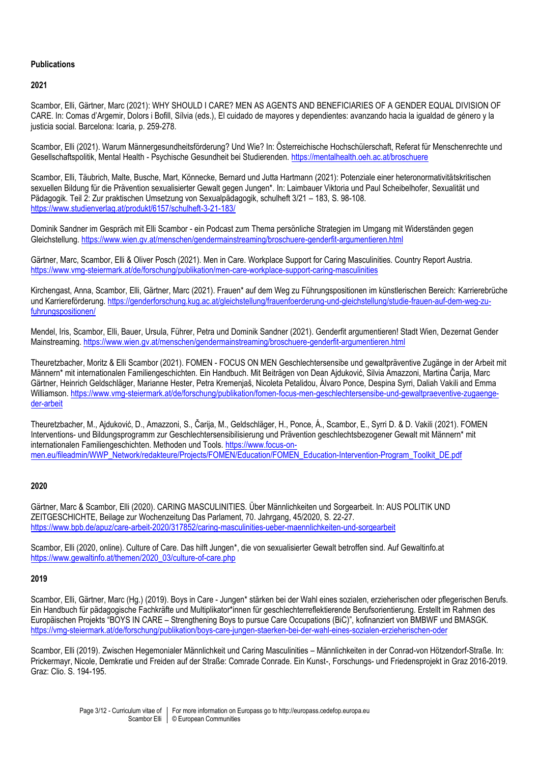**Publications**

**2021**

Scambor, Elli, Gärtner, Marc (2021): WHY SHOULD I CARE? MEN AS AGENTS AND BENEFICIARIES OF A GENDER EQUAL DIVISION OF CARE. In: Comas d'Argemir, Dolors i Bofill, Sílvia (eds.), El cuidado de mayores y dependientes: avanzando hacia la igualdad de género y la justicia social. Barcelona: Icaria, p. 259-278.

Scambor, Elli (2021). Warum Männergesundheitsförderung? Und Wie? In: Österreichische Hochschülerschaft, Referat für Menschenrechte und Gesellschaftspolitik, Mental Health - Psychische Gesundheit bei Studierenden. https://mentalhealth.oeh.ac.at/broschuere

Scambor, Elli, Täubrich, Malte, Busche, Mart, Könnecke, Bernard und Jutta Hartmann (2021): Potenziale einer heteronormativitätskritischen sexuellen Bildung für die Prävention sexualisierter Gewalt gegen Jungen*. In: Laimbauer Viktoria und Paul Scheibelhofer, Sexualität und Pädagogik. Teil 2: Zur praktischen Umsetzung von Sexualpädagogik, schulheft 3/21 – 183, S. 98-108. https://www.studienverlag.at/produkt/6157/schulheft-3-21-183/

Dominik Sandner im Gespräch mit Elli Scambor - ein Podcast zum Thema persönliche Strategien im Umgang mit Widerständen gegen Gleichstellung. https://www.wien.gv.at/menschen/gendermainstreaming/broschuere-genderfit-argumentieren.html

Gärtner, Marc, Scambor, Elli & Oliver Posch (2021). Men in Care. Workplace Support for Caring Masculinities. Country Report Austria. https://www.vmg-steiermark.at/de/forschung/publikation/men-care-workplace-support-caring-masculinities

Kirchengast, Anna, Scambor, Elli, Gärtner, Marc (2021). Frauen* auf dem Weg zu Führungspositionen im künstlerischen Bereich: Karrierebrüche und Karriereförderung. https://genderforschung.kug.ac.at/gleichstellung/frauenfoerderung-und-gleichstellung/studie-frauen-auf-dem-weg-zu-fuhrungspositionen/

Mendel, Iris, Scambor, Elli, Bauer, Ursula, Führer, Petra und Dominik Sandner (2021). Genderfit argumentieren! Stadt Wien, Dezernat Gender Mainstreaming. https://www.wien.gv.at/menschen/gendermainstreaming/broschuere-genderfit-argumentieren.html

Theuretzbacher, Moritz & Elli Scambor (2021). FOMEN - FOCUS ON MEN Geschlechtersensibe und gewaltpräventive Zugänge in der Arbeit mit Männern* mit internationalen Familiengeschichten. Ein Handbuch. Mit Beiträgen von Dean Ajduković, Silvia Amazzoni, Martina Čarija, Marc Gärtner, Heinrich Geldschläger, Marianne Hester, Petra Kremenjaš, Nicoleta Petalidou, Álvaro Ponce, Despina Syrri, Daliah Vakili and Emma Williamson. https://www.vmg-steiermark.at/de/forschung/publikation/fomen-focus-men-geschlechtersensible-und-gewaltpraeventive-zugaenge-der-arbeit

Theuretzbacher, M., Ajduković, D., Amazzoni, S., Čarija, M., Geldschläger, H., Ponce, Á., Scambor, E., Syrri D. & D. Vakili (2021). FOMEN Interventions- und Bildungsprogramm zur Geschlechtersensibilisierung und Prävention geschlechtsbezogener Gewalt mit Männern* mit internationalen Familiengeschichten. Methoden und Tools. https://www.focus-on-men.eu/fileadmin/WWP_Network/redakteure/Projects/FOMEN/Education/FOMEN_Education-Intervention-Program_Toolkit_DE.pdf

**2020**

Gärtner, Marc & Scambor, Elli (2020). CARING MASCULINITIES. Über Männlichkeiten und Sorgearbeit. In: AUS POLITIK UND ZEITGESCHICHTE, Beilage zur Wochenzeitung Das Parlament, 70. Jahrgang, 45/2020, S. 22-27. https://www.bpb.de/apuz/care-arbeit-2020/317852/caring-masculinities-ueber-maennlichkeiten-und-sorgearbeit

Scambor, Elli (2020, online). Culture of Care. Das hilft Jungen*, die von sexualisierter Gewalt betroffen sind. Auf Gewaltinfo.at https://www.gewaltinfo.at/themen/2020_03/culture-of-care.php

**2019**

Scambor, Elli, Gärtner, Marc (Hg.) (2019). Boys in Care - Jungen* stärken bei der Wahl eines sozialen, erzieherischen oder pflegerischen Berufs. Ein Handbuch für pädagogische Fachkräfte und Multiplikator*innen für geschlechterreflektierende Berufsorientierung. Erstellt im Rahmen des Europäischen Projekts "BOYS IN CARE – Strengthening Boys to pursue Care Occupations (BiC)", kofinanziert von BMBWF und BMASGK. https://vmg-steiermark.at/de/forschung/publikation/boys-care-jungen-staerken-bei-der-wahl-eines-sozialen-erzieherischen-oder

Scambor, Elli (2019). Zwischen Hegemonialer Männlichkeit und Caring Masculinities – Männlichkeiten in der Conrad-von Hötzendorf-Straße. In: Prickermayr, Nicole, Demkratie und Freiden auf der Straße: Comrade Conrade. Ein Kunst-, Forschungs- und Friedensprojekt in Graz 2016-2019. Graz: Clio. S. 194-195.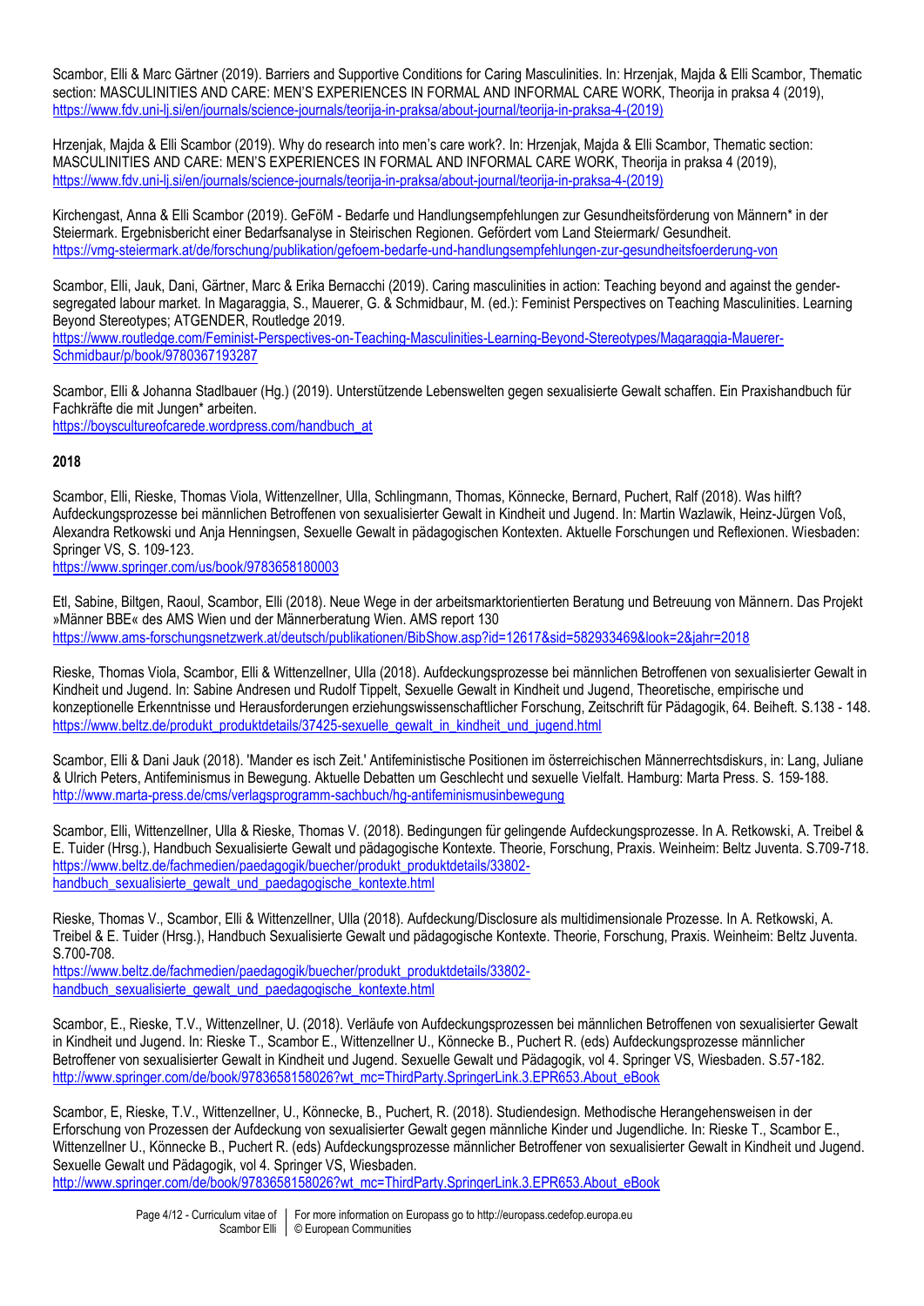Scambor, Elli & Marc Gärtner (2019). Barriers and Supportive Conditions for Caring Masculinities. In: Hrzenjak, Majda & Elli Scambor, Thematic section: MASCULINITIES AND CARE: MEN'S EXPERIENCES IN FORMAL AND INFORMAL CARE WORK, Theorija in praksa 4 (2019), https://www.fdv.uni-lj.si/en/journals/science-journals/teorija-in-praksa/about-journal/teorija-in-praksa-4-(2019)

Hrzenjak, Majda & Elli Scambor (2019). Why do research into men's care work?. In: Hrzenjak, Majda & Elli Scambor, Thematic section: MASCULINITIES AND CARE: MEN'S EXPERIENCES IN FORMAL AND INFORMAL CARE WORK, Theorija in praksa 4 (2019), https://www.fdv.uni-lj.si/en/journals/science-journals/teorija-in-praksa/about-journal/teorija-in-praksa-4-(2019)

Kirchengast, Anna & Elli Scambor (2019). GeFöM - Bedarfe und Handlungsempfehlungen zur Gesundheitsförderung von Männern* in der Steiermark. Ergebnisbericht einer Bedarfsanalyse in Steirischen Regionen. Gefördert vom Land Steiermark/ Gesundheit. https://vmg-steiermark.at/de/forschung/publikation/gefoem-bedarfe-und-handlungsempfehlungen-zur-gesundheitsfoerderung-von

Scambor, Elli, Jauk, Dani, Gärtner, Marc & Erika Bernacchi (2019). Caring masculinities in action: Teaching beyond and against the gender-segregated labour market. In Magaraggia, S., Mauerer, G. & Schmidbaur, M. (ed.): Feminist Perspectives on Teaching Masculinities. Learning Beyond Stereotypes; ATGENDER, Routledge 2019.
https://www.routledge.com/Feminist-Perspectives-on-Teaching-Masculinities-Learning-Beyond-Stereotypes/Magaraggia-Mauerer-Schmidbaur/p/book/9780367193287

Scambor, Elli & Johanna Stadlbauer (Hg.) (2019). Unterstützende Lebenswelten gegen sexualisierte Gewalt schaffen. Ein Praxishandbuch für Fachkräfte die mit Jungen* arbeiten.
https://boyscultureofcarede.wordpress.com/handbuch_at

**2018**

Scambor, Elli, Rieske, Thomas Viola, Wittenzellner, Ulla, Schlingmann, Thomas, Könnecke, Bernard, Puchert, Ralf (2018). Was hilft? Aufdeckungsprozesse bei männlichen Betroffenen von sexualisierter Gewalt in Kindheit und Jugend. In: Martin Wazlawik, Heinz-Jürgen Voß, Alexandra Retkowski und Anja Henningsen, Sexuelle Gewalt in pädagogischen Kontexten. Aktuelle Forschungen und Reflexionen. Wiesbaden: Springer VS, S. 109-123.
https://www.springer.com/us/book/9783658180003

Etl, Sabine, Biltgen, Raoul, Scambor, Elli (2018). Neue Wege in der arbeitsmarktorientierten Beratung und Betreuung von Männern. Das Projekt »Männer BBE« des AMS Wien und der Männerberatung Wien. AMS report 130
https://www.ams-forschungsnetzwerk.at/deutsch/publikationen/BibShow.asp?id=12617&sid=582933469&look=2&jahr=2018

Rieske, Thomas Viola, Scambor, Elli & Wittenzellner, Ulla (2018). Aufdeckungsprozesse bei männlichen Betroffenen von sexualisierter Gewalt in Kindheit und Jugend. In: Sabine Andresen und Rudolf Tippelt, Sexuelle Gewalt in Kindheit und Jugend, Theoretische, empirische und konzeptionelle Erkenntnisse und Herausforderungen erziehungswissenschaftlicher Forschung, Zeitschrift für Pädagogik, 64. Beiheft. S.138 - 148. https://www.beltz.de/produkt_produktdetails/37425-sexuelle_gewalt_in_kindheit_und_jugend.html

Scambor, Elli & Dani Jauk (2018). 'Mander es isch Zeit.' Antifeministische Positionen im österreichischen Männerrechtsdiskurs, in: Lang, Juliane & Ulrich Peters, Antifeminismus in Bewegung. Aktuelle Debatten um Geschlecht und sexuelle Vielfalt. Hamburg: Marta Press. S. 159-188. http://www.marta-press.de/cms/verlagsprogramm-sachbuch/hg-antifeminismusinbewegung

Scambor, Elli, Wittenzellner, Ulla & Rieske, Thomas V. (2018). Bedingungen für gelingende Aufdeckungsprozesse. In A. Retkowski, A. Treibel & E. Tuider (Hrsg.), Handbuch Sexualisierte Gewalt und pädagogische Kontexte. Theorie, Forschung, Praxis. Weinheim: Beltz Juventa. S.709-718. https://www.beltz.de/fachmedien/paedagogik/buecher/produkt_produktdetails/33802-handbuch_sexualisierte_gewalt_und_paedagogische_kontexte.html

Rieske, Thomas V., Scambor, Elli & Wittenzellner, Ulla (2018). Aufdeckung/Disclosure als multidimensionale Prozesse. In A. Retkowski, A. Treibel & E. Tuider (Hrsg.), Handbuch Sexualisierte Gewalt und pädagogische Kontexte. Theorie, Forschung, Praxis. Weinheim: Beltz Juventa. S.700-708.
https://www.beltz.de/fachmedien/paedagogik/buecher/produkt_produktdetails/33802-handbuch_sexualisierte_gewalt_und_paedagogische_kontexte.html

Scambor, E., Rieske, T.V., Wittenzellner, U. (2018). Verläufe von Aufdeckungsprozessen bei männlichen Betroffenen von sexualisierter Gewalt in Kindheit und Jugend. In: Rieske T., Scambor E., Wittenzellner U., Könnecke B., Puchert R. (eds) Aufdeckungsprozesse männlicher Betroffener von sexualisierter Gewalt in Kindheit und Jugend. Sexuelle Gewalt und Pädagogik, vol 4. Springer VS, Wiesbaden. S.57-182. http://www.springer.com/de/book/9783658158026?wt_mc=ThirdParty.SpringerLink.3.EPR653.About_eBook

Scambor, E, Rieske, T.V., Wittenzellner, U., Könnecke, B., Puchert, R. (2018). Studiendesign. Methodische Herangehensweisen in der Erforschung von Prozessen der Aufdeckung von sexualisierter Gewalt gegen männliche Kinder und Jugendliche. In: Rieske T., Scambor E., Wittenzellner U., Könnecke B., Puchert R. (eds) Aufdeckungsprozesse männlicher Betroffener von sexualisierter Gewalt in Kindheit und Jugend. Sexuelle Gewalt und Pädagogik, vol 4. Springer VS, Wiesbaden.
http://www.springer.com/de/book/9783658158026?wt_mc=ThirdParty.SpringerLink.3.EPR653.About_eBook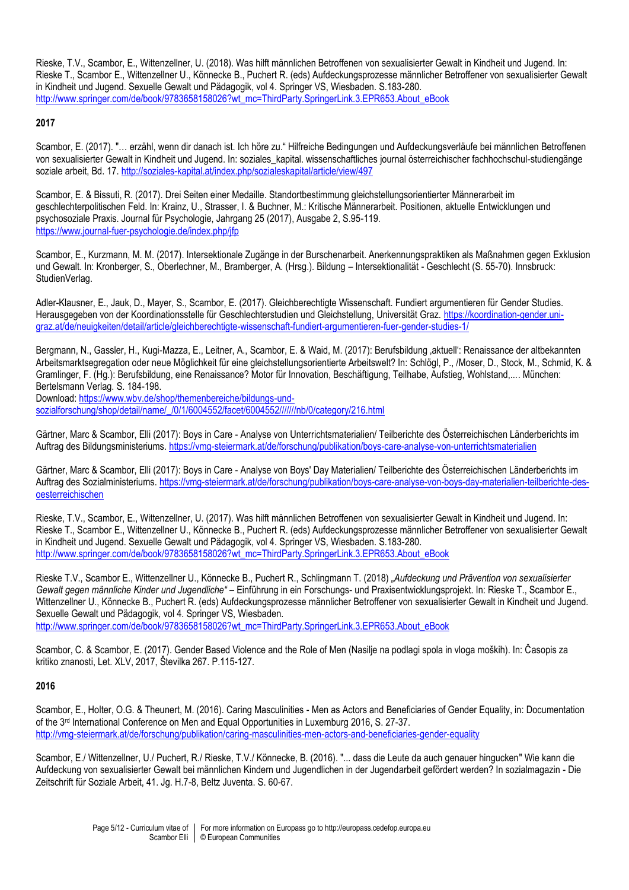Rieske, T.V., Scambor, E., Wittenzellner, U. (2018). Was hilft männlichen Betroffenen von sexualisierter Gewalt in Kindheit und Jugend. In: Rieske T., Scambor E., Wittenzellner U., Könnecke B., Puchert R. (eds) Aufdeckungsprozesse männlicher Betroffener von sexualisierter Gewalt in Kindheit und Jugend. Sexuelle Gewalt und Pädagogik, vol 4. Springer VS, Wiesbaden. S.183-280. http://www.springer.com/de/book/9783658158026?wt_mc=ThirdParty.SpringerLink.3.EPR653.About_eBook

**2017**

Scambor, E. (2017). "… erzähl, wenn dir danach ist. Ich höre zu." Hilfreiche Bedingungen und Aufdeckungsverläufe bei männlichen Betroffenen von sexualisierter Gewalt in Kindheit und Jugend. In: soziales_kapital. wissenschaftliches journal österreichischer fachhochschul-studiengänge soziale arbeit, Bd. 17. http://soziales-kapital.at/index.php/sozialeskapital/article/view/497

Scambor, E. & Bissuti, R. (2017). Drei Seiten einer Medaille. Standortbestimmung gleichstellungsorientierter Männerarbeit im geschlechterpolitischen Feld. In: Krainz, U., Strasser, I. & Buchner, M.: Kritische Männerarbeit. Positionen, aktuelle Entwicklungen und psychosoziale Praxis. Journal für Psychologie, Jahrgang 25 (2017), Ausgabe 2, S.95-119. https://www.journal-fuer-psychologie.de/index.php/jfp

Scambor, E., Kurzmann, M. M. (2017). Intersektionale Zugänge in der Burschenarbeit. Anerkennungspraktiken als Maßnahmen gegen Exklusion und Gewalt. In: Kronberger, S., Oberlechner, M., Bramberger, A. (Hrsg.). Bildung – Intersektionalität - Geschlecht (S. 55-70). Innsbruck: StudienVerlag.

Adler-Klausner, E., Jauk, D., Mayer, S., Scambor, E. (2017). Gleichberechtigte Wissenschaft. Fundiert argumentieren für Gender Studies. Herausgegeben von der Koordinationsstelle für Geschlechterstudien und Gleichstellung, Universität Graz. https://koordination-gender.uni-graz.at/de/neuigkeiten/detail/article/gleichberechtigte-wissenschaft-fundiert-argumentieren-fuer-gender-studies-1/

Bergmann, N., Gassler, H., Kugi-Mazza, E., Leitner, A., Scambor, E. & Waid, M. (2017): Berufsbildung ‚aktuell': Renaissance der altbekannten Arbeitsmarktsegregation oder neue Möglichkeit für eine gleichstellungsorientierte Arbeitswelt? In: Schlögl, P., /Moser, D., Stock, M., Schmid, K. & Gramlinger, F. (Hg.): Berufsbildung, eine Renaissance? Motor für Innovation, Beschäftigung, Teilhabe, Aufstieg, Wohlstand,.... München: Bertelsmann Verlag. S. 184-198.
Download: https://www.wbv.de/shop/themenbereiche/bildungs-und-sozialforschung/shop/detail/name/_/0/1/6004552/facet/6004552///////nb/0/category/216.html

Gärtner, Marc & Scambor, Elli (2017): Boys in Care - Analyse von Unterrichtsmaterialien/ Teilberichte des Österreichischen Länderberichts im Auftrag des Bildungsministeriums. https://vmg-steiermark.at/de/forschung/publikation/boys-care-analyse-von-unterrichtsmaterialien

Gärtner, Marc & Scambor, Elli (2017): Boys in Care - Analyse von Boys' Day Materialien/ Teilberichte des Österreichischen Länderberichts im Auftrag des Sozialministeriums. https://vmg-steiermark.at/de/forschung/publikation/boys-care-analyse-von-boys-day-materialien-teilberichte-des-oesterreichischen

Rieske, T.V., Scambor, E., Wittenzellner, U. (2017). Was hilft männlichen Betroffenen von sexualisierter Gewalt in Kindheit und Jugend. In: Rieske T., Scambor E., Wittenzellner U., Könnecke B., Puchert R. (eds) Aufdeckungsprozesse männlicher Betroffener von sexualisierter Gewalt in Kindheit und Jugend. Sexuelle Gewalt und Pädagogik, vol 4. Springer VS, Wiesbaden. S.183-280. http://www.springer.com/de/book/9783658158026?wt_mc=ThirdParty.SpringerLink.3.EPR653.About_eBook

Rieske T.V., Scambor E., Wittenzellner U., Könnecke B., Puchert R., Schlingmann T. (2018) *„Aufdeckung und Prävention von sexualisierter Gewalt gegen männliche Kinder und Jugendliche"* – Einführung in ein Forschungs- und Praxisentwicklungsprojekt. In: Rieske T., Scambor E., Wittenzellner U., Könnecke B., Puchert R. (eds) Aufdeckungsprozesse männlicher Betroffener von sexualisierter Gewalt in Kindheit und Jugend. Sexuelle Gewalt und Pädagogik, vol 4. Springer VS, Wiesbaden. http://www.springer.com/de/book/9783658158026?wt_mc=ThirdParty.SpringerLink.3.EPR653.About_eBook

Scambor, C. & Scambor, E. (2017). Gender Based Violence and the Role of Men (Nasilje na podlagi spola in vloga moških). In: Časopis za kritiko znanosti, Let. XLV, 2017, Številka 267. P.115-127.

**2016**

Scambor, E., Holter, O.G. & Theunert, M. (2016). Caring Masculinities - Men as Actors and Beneficiaries of Gender Equality, in: Documentation of the 3rd International Conference on Men and Equal Opportunities in Luxemburg 2016, S. 27-37. http://vmg-steiermark.at/de/forschung/publikation/caring-masculinities-men-actors-and-beneficiaries-gender-equality

Scambor, E./ Wittenzellner, U./ Puchert, R./ Rieske, T.V./ Könnecke, B. (2016). "... dass die Leute da auch genauer hingucken" Wie kann die Aufdeckung von sexualisierter Gewalt bei männlichen Kindern und Jugendlichen in der Jugendarbeit gefördert werden? In sozialmagazin - Die Zeitschrift für Soziale Arbeit, 41. Jg. H.7-8, Beltz Juventa. S. 60-67.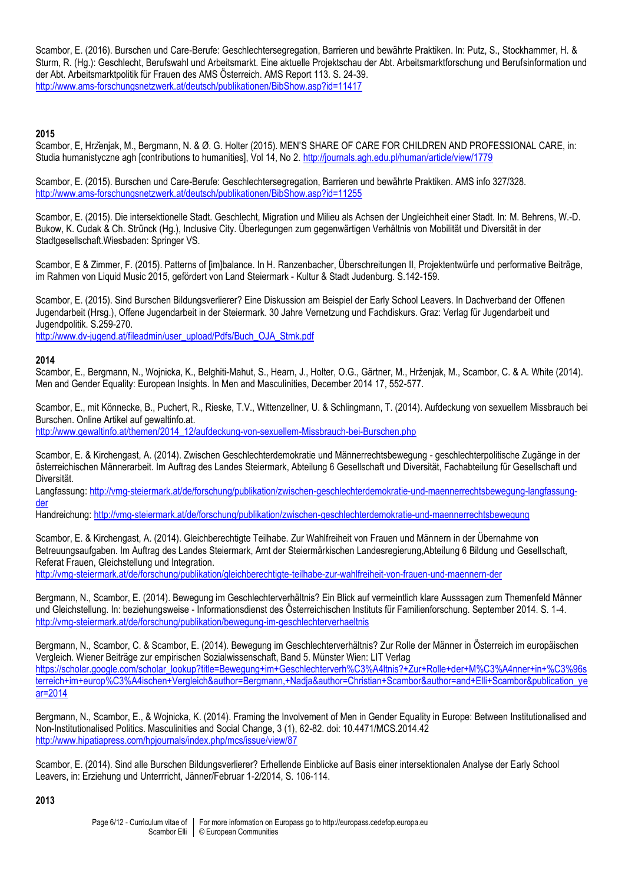Scambor, E. (2016). Burschen und Care-Berufe: Geschlechtersegregation, Barrieren und bewährte Praktiken. In: Putz, S., Stockhammer, H. & Sturm, R. (Hg.): Geschlecht, Berufswahl und Arbeitsmarkt. Eine aktuelle Projektschau der Abt. Arbeitsmarktforschung und Berufsinformation und der Abt. Arbeitsmarktpolitik für Frauen des AMS Österreich. AMS Report 113. S. 24-39.
http://www.ams-forschungsnetzwerk.at/deutsch/publikationen/BibShow.asp?id=11417

**2015**

Scambor, E, Hrženjak, M., Bergmann, N. & Ø. G. Holter (2015). MEN'S SHARE OF CARE FOR CHILDREN AND PROFESSIONAL CARE, in: Studia humanistyczne agh [contributions to humanities], Vol 14, No 2. http://journals.agh.edu.pl/human/article/view/1779

Scambor, E. (2015). Burschen und Care-Berufe: Geschlechtersegregation, Barrieren und bewährte Praktiken. AMS info 327/328.
http://www.ams-forschungsnetzwerk.at/deutsch/publikationen/BibShow.asp?id=11255

Scambor, E. (2015). Die intersektionelle Stadt. Geschlecht, Migration und Milieu als Achsen der Ungleichheit einer Stadt. In: M. Behrens, W.-D. Bukow, K. Cudak & Ch. Strünck (Hg.), Inclusive City. Überlegungen zum gegenwärtigen Verhältnis von Mobilität und Diversität in der Stadtgesellschaft.Wiesbaden: Springer VS.

Scambor, E & Zimmer, F. (2015). Patterns of [im]balance. In H. Ranzenbacher, Überschreitungen II, Projektentwürfe und performative Beiträge, im Rahmen von Liquid Music 2015, gefördert von Land Steiermark - Kultur & Stadt Judenburg. S.142-159.

Scambor, E. (2015). Sind Burschen Bildungsverlierer? Eine Diskussion am Beispiel der Early School Leavers. In Dachverband der Offenen Jugendarbeit (Hrsg.), Offene Jugendarbeit in der Steiermark. 30 Jahre Vernetzung und Fachdiskurs. Graz: Verlag für Jugendarbeit und Jugendpolitik. S.259-270.
http://www.dv-jugend.at/fileadmin/user_upload/Pdfs/Buch_OJA_Stmk.pdf

**2014**

Scambor, E., Bergmann, N., Wojnicka, K., Belghiti-Mahut, S., Hearn, J., Holter, O.G., Gärtner, M., Hrženjak, M., Scambor, C. & A. White (2014). Men and Gender Equality: European Insights. In Men and Masculinities, December 2014 17, 552-577.

Scambor, E., mit Könnecke, B., Puchert, R., Rieske, T.V., Wittenzellner, U. & Schlingmann, T. (2014). Aufdeckung von sexuellem Missbrauch bei Burschen. Online Artikel auf gewaltinfo.at.
http://www.gewaltinfo.at/themen/2014_12/aufdeckung-von-sexuellem-Missbrauch-bei-Burschen.php

Scambor, E. & Kirchengast, A. (2014). Zwischen Geschlechterdemokratie und Männerrechtsbewegung - geschlechterpolitische Zugänge in der österreichischen Männerarbeit. Im Auftrag des Landes Steiermark, Abteilung 6 Gesellschaft und Diversität, Fachabteilung für Gesellschaft und Diversität.
Langfassung: http://vmg-steiermark.at/de/forschung/publikation/zwischen-geschlechterdemokratie-und-maennerrechtsbewegung-langfassung-der
Handreichung: http://vmg-steiermark.at/de/forschung/publikation/zwischen-geschlechterdemokratie-und-maennerrechtsbewegung

Scambor, E. & Kirchengast, A. (2014). Gleichberechtigte Teilhabe. Zur Wahlfreiheit von Frauen und Männern in der Übernahme von Betreuungsaufgaben. Im Auftrag des Landes Steiermark, Amt der Steiermärkischen Landesregierung,Abteilung 6 Bildung und Gesellschaft, Referat Frauen, Gleichstellung und Integration.
http://vmg-steiermark.at/de/forschung/publikation/gleichberechtigte-teilhabe-zur-wahlfreiheit-von-frauen-und-maennern-der

Bergmann, N., Scambor, E. (2014). Bewegung im Geschlechterverhältnis? Ein Blick auf vermeintlich klare Ausssagen zum Themenfeld Männer und Gleichstellung. In: beziehungsweise - Informationsdienst des Österreichischen Instituts für Familienforschung. September 2014. S. 1-4.
http://vmg-steiermark.at/de/forschung/publikation/bewegung-im-geschlechterverhaeltnis

Bergmann, N., Scambor, C. & Scambor, E. (2014). Bewegung im Geschlechterverhältnis? Zur Rolle der Männer in Österreich im europäischen Vergleich. Wiener Beiträge zur empirischen Sozialwissenschaft, Band 5. Münster Wien: LIT Verlag
https://scholar.google.com/scholar_lookup?title=Bewegung+im+Geschlechterverh%C3%A4ltnis?+Zur+Rolle+der+M%C3%A4nner+in+%C3%96sterreich+im+europ%C3%A4ischen+Vergleich&author=Bergmann,+Nadja&author=Christian+Scambor&author=and+Elli+Scambor&publication_year=2014

Bergmann, N., Scambor, E., & Wojnicka, K. (2014). Framing the Involvement of Men in Gender Equality in Europe: Between Institutionalised and Non-Institutionalised Politics. Masculinities and Social Change, 3 (1), 62-82. doi: 10.4471/MCS.2014.42
http://www.hipatiapress.com/hpjournals/index.php/mcs/issue/view/87

Scambor, E. (2014). Sind alle Burschen Bildungsverlierer? Erhellende Einblicke auf Basis einer intersektionalen Analyse der Early School Leavers, in: Erziehung und Unterrricht, Jänner/Februar 1-2/2014, S. 106-114.

**2013**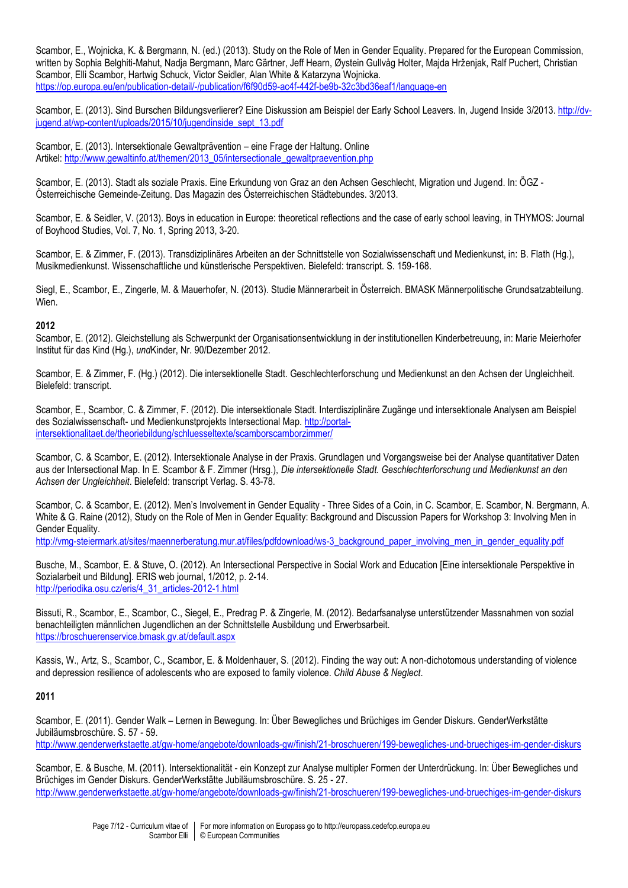Scambor, E., Wojnicka, K. & Bergmann, N. (ed.) (2013). Study on the Role of Men in Gender Equality. Prepared for the European Commission, written by Sophia Belghiti-Mahut, Nadja Bergmann, Marc Gärtner, Jeff Hearn, Øystein Gullvåg Holter, Majda Hrženjak, Ralf Puchert, Christian Scambor, Elli Scambor, Hartwig Schuck, Victor Seidler, Alan White & Katarzyna Wojnicka. https://op.europa.eu/en/publication-detail/-/publication/f6f90d59-ac4f-442f-be9b-32c3bd36eaf1/language-en

Scambor, E. (2013). Sind Burschen Bildungsverlierer? Eine Diskussion am Beispiel der Early School Leavers. In, Jugend Inside 3/2013. http://dv-jugend.at/wp-content/uploads/2015/10/jugendinside_sept_13.pdf

Scambor, E. (2013). Intersektionale Gewaltprävention – eine Frage der Haltung. Online Artikel: http://www.gewaltinfo.at/themen/2013_05/intersectionale_gewaltpraevention.php

Scambor, E. (2013). Stadt als soziale Praxis. Eine Erkundung von Graz an den Achsen Geschlecht, Migration und Jugend. In: ÖGZ - Österreichische Gemeinde-Zeitung. Das Magazin des Österreichischen Städtebundes. 3/2013.

Scambor, E. & Seidler, V. (2013). Boys in education in Europe: theoretical reflections and the case of early school leaving, in THYMOS: Journal of Boyhood Studies, Vol. 7, No. 1, Spring 2013, 3-20.

Scambor, E. & Zimmer, F. (2013). Transdiziplinäres Arbeiten an der Schnittstelle von Sozialwissenschaft und Medienkunst, in: B. Flath (Hg.), Musikmedienkunst. Wissenschaftliche und künstlerische Perspektiven. Bielefeld: transcript. S. 159-168.

Siegl, E., Scambor, E., Zingerle, M. & Mauerhofer, N. (2013). Studie Männerarbeit in Österreich. BMASK Männerpolitische Grundsatzabteilung. Wien.

**2012**

Scambor, E. (2012). Gleichstellung als Schwerpunkt der Organisationsentwicklung in der institutionellen Kinderbetreuung, in: Marie Meierhofer Institut für das Kind (Hg.), *und*Kinder, Nr. 90/Dezember 2012.

Scambor, E. & Zimmer, F. (Hg.) (2012). Die intersektionelle Stadt. Geschlechterforschung und Medienkunst an den Achsen der Ungleichheit. Bielefeld: transcript.

Scambor, E., Scambor, C. & Zimmer, F. (2012). Die intersektionale Stadt. Interdisziplinäre Zugänge und intersektionale Analysen am Beispiel des Sozialwissenschaft- und Medienkunstprojekts Intersectional Map. http://portal-intersektionalitaet.de/theoriebildung/schluesseltexte/scamborscamborzimmer/

Scambor, C. & Scambor, E. (2012). Intersektionale Analyse in der Praxis. Grundlagen und Vorgangsweise bei der Analyse quantitativer Daten aus der Intersectional Map. In E. Scambor & F. Zimmer (Hrsg.), *Die intersektionelle Stadt. Geschlechterforschung und Medienkunst an den Achsen der Ungleichheit*. Bielefeld: transcript Verlag. S. 43-78.

Scambor, C. & Scambor, E. (2012). Men's Involvement in Gender Equality - Three Sides of a Coin, in C. Scambor, E. Scambor, N. Bergmann, A. White & G. Raine (2012), Study on the Role of Men in Gender Equality: Background and Discussion Papers for Workshop 3: Involving Men in Gender Equality. http://vmg-steiermark.at/sites/maennerberatung.mur.at/files/pdfdownload/ws-3_background_paper_involving_men_in_gender_equality.pdf

Busche, M., Scambor, E. & Stuve, O. (2012). An Intersectional Perspective in Social Work and Education [Eine intersektionale Perspektive in Sozialarbeit und Bildung]. ERIS web journal, 1/2012, p. 2-14. http://periodika.osu.cz/eris/4_31_articles-2012-1.html

Bissuti, R., Scambor, E., Scambor, C., Siegel, E., Predrag P. & Zingerle, M. (2012). Bedarfsanalyse unterstützender Massnahmen von sozial benachteiligten männlichen Jugendlichen an der Schnittstelle Ausbildung und Erwerbsarbeit. https://broschuerenservice.bmask.gv.at/default.aspx

Kassis, W., Artz, S., Scambor, C., Scambor, E. & Moldenhauer, S. (2012). Finding the way out: A non-dichotomous understanding of violence and depression resilience of adolescents who are exposed to family violence. *Child Abuse & Neglect*.

**2011**

Scambor, E. (2011). Gender Walk – Lernen in Bewegung. In: Über Bewegliches und Brüchiges im Gender Diskurs. GenderWerkstätte Jubiläumsbroschüre. S. 57 - 59. http://www.genderwerkstaette.at/gw-home/angebote/downloads-gw/finish/21-broschueren/199-bewegliches-und-bruechiges-im-gender-diskurs

Scambor, E. & Busche, M. (2011). Intersektionalität - ein Konzept zur Analyse multipler Formen der Unterdrückung. In: Über Bewegliches und Brüchiges im Gender Diskurs. GenderWerkstätte Jubiläumsbroschüre. S. 25 - 27. http://www.genderwerkstaette.at/gw-home/angebote/downloads-gw/finish/21-broschueren/199-bewegliches-und-bruechiges-im-gender-diskurs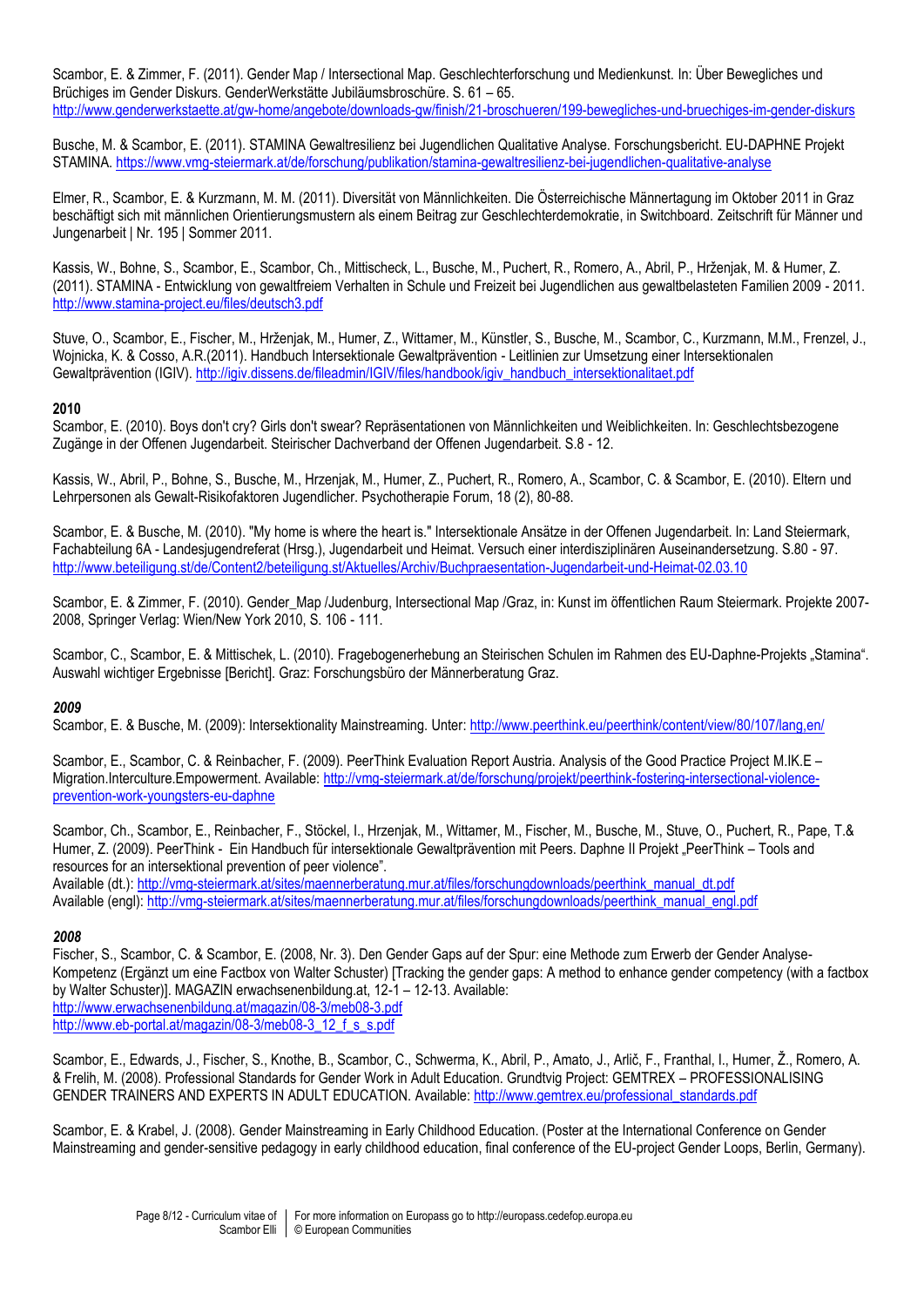Scambor, E. & Zimmer, F. (2011). Gender Map / Intersectional Map. Geschlechterforschung und Medienkunst. In: Über Bewegliches und Brüchiges im Gender Diskurs. GenderWerkstätte Jubiläumsbroschüre. S. 61 – 65. http://www.genderwerkstaette.at/gw-home/angebote/downloads-gw/finish/21-broschueren/199-bewegliches-und-bruechiges-im-gender-diskurs

Busche, M. & Scambor, E. (2011). STAMINA Gewaltresilienz bei Jugendlichen Qualitative Analyse. Forschungsbericht. EU-DAPHNE Projekt STAMINA. https://www.vmg-steiermark.at/de/forschung/publikation/stamina-gewaltresilienz-bei-jugendlichen-qualitative-analyse

Elmer, R., Scambor, E. & Kurzmann, M. M. (2011). Diversität von Männlichkeiten. Die Österreichische Männertagung im Oktober 2011 in Graz beschäftigt sich mit männlichen Orientierungsmustern als einem Beitrag zur Geschlechterdemokratie, in Switchboard. Zeitschrift für Männer und Jungenarbeit | Nr. 195 | Sommer 2011.

Kassis, W., Bohne, S., Scambor, E., Scambor, Ch., Mittischeck, L., Busche, M., Puchert, R., Romero, A., Abril, P., Hrženjak, M. & Humer, Z. (2011). STAMINA - Entwicklung von gewaltfreiem Verhalten in Schule und Freizeit bei Jugendlichen aus gewaltbelasteten Familien 2009 - 2011. http://www.stamina-project.eu/files/deutsch3.pdf

Stuve, O., Scambor, E., Fischer, M., Hrženjak, M., Humer, Z., Wittamer, M., Künstler, S., Busche, M., Scambor, C., Kurzmann, M.M., Frenzel, J., Wojnicka, K. & Cosso, A.R.(2011). Handbuch Intersektionale Gewaltprävention - Leitlinien zur Umsetzung einer Intersektionalen Gewaltprävention (IGIV). http://igiv.dissens.de/fileadmin/IGIV/files/handbook/igiv_handbuch_intersektionalitaet.pdf

**2010**

Scambor, E. (2010). Boys don't cry? Girls don't swear? Repräsentationen von Männlichkeiten und Weiblichkeiten. In: Geschlechtsbezogene Zugänge in der Offenen Jugendarbeit. Steirischer Dachverband der Offenen Jugendarbeit. S.8 - 12.

Kassis, W., Abril, P., Bohne, S., Busche, M., Hrzenjak, M., Humer, Z., Puchert, R., Romero, A., Scambor, C. & Scambor, E. (2010). Eltern und Lehrpersonen als Gewalt-Risikofaktoren Jugendlicher. Psychotherapie Forum, 18 (2), 80-88.

Scambor, E. & Busche, M. (2010). "My home is where the heart is." Intersektionale Ansätze in der Offenen Jugendarbeit. In: Land Steiermark, Fachabteilung 6A - Landesjugendreferat (Hrsg.), Jugendarbeit und Heimat. Versuch einer interdisziplinären Auseinandersetzung. S.80 - 97. http://www.beteiligung.st/de/Content2/beteiligung.st/Aktuelles/Archiv/Buchpraesentation-Jugendarbeit-und-Heimat-02.03.10

Scambor, E. & Zimmer, F. (2010). Gender_Map /Judenburg, Intersectional Map /Graz, in: Kunst im öffentlichen Raum Steiermark. Projekte 2007-2008, Springer Verlag: Wien/New York 2010, S. 106 - 111.

Scambor, C., Scambor, E. & Mittischek, L. (2010). Fragebogenerhebung an Steirischen Schulen im Rahmen des EU-Daphne-Projekts „Stamina“. Auswahl wichtiger Ergebnisse [Bericht]. Graz: Forschungsbüro der Männerberatung Graz.

***2009***

Scambor, E. & Busche, M. (2009): Intersektionality Mainstreaming. Unter: http://www.peerthink.eu/peerthink/content/view/80/107/lang,en/

Scambor, E., Scambor, C. & Reinbacher, F. (2009). PeerThink Evaluation Report Austria. Analysis of the Good Practice Project M.IK.E – Migration.Interculture.Empowerment. Available: http://vmg-steiermark.at/de/forschung/projekt/peerthink-fostering-intersectional-violence-prevention-work-youngsters-eu-daphne

Scambor, Ch., Scambor, E., Reinbacher, F., Stöckel, I., Hrzenjak, M., Wittamer, M., Fischer, M., Busche, M., Stuve, O., Puchert, R., Pape, T.& Humer, Z. (2009). PeerThink - Ein Handbuch für intersektionale Gewaltprävention mit Peers. Daphne II Projekt „PeerThink – Tools and resources for an intersektional prevention of peer violence".
Available (dt.): http://vmg-steiermark.at/sites/maennerberatung.mur.at/files/forschungdownloads/peerthink_manual_dt.pdf
Available (engl): http://vmg-steiermark.at/sites/maennerberatung.mur.at/files/forschungdownloads/peerthink_manual_engl.pdf

***2008***

Fischer, S., Scambor, C. & Scambor, E. (2008, Nr. 3). Den Gender Gaps auf der Spur: eine Methode zum Erwerb der Gender Analyse-Kompetenz (Ergänzt um eine Factbox von Walter Schuster) [Tracking the gender gaps: A method to enhance gender competency (with a factbox by Walter Schuster)]. MAGAZIN erwachsenenbildung.at, 12-1 – 12-13. Available:
http://www.erwachsenenbildung.at/magazin/08-3/meb08-3.pdf
http://www.eb-portal.at/magazin/08-3/meb08-3_12_f_s_s.pdf

Scambor, E., Edwards, J., Fischer, S., Knothe, B., Scambor, C., Schwerma, K., Abril, P., Amato, J., Arlič, F., Franthal, I., Humer, Ž., Romero, A. & Frelih, M. (2008). Professional Standards for Gender Work in Adult Education. Grundtvig Project: GEMTREX – PROFESSIONALISING GENDER TRAINERS AND EXPERTS IN ADULT EDUCATION. Available: http://www.gemtrex.eu/professional_standards.pdf

Scambor, E. & Krabel, J. (2008). Gender Mainstreaming in Early Childhood Education. (Poster at the International Conference on Gender Mainstreaming and gender-sensitive pedagogy in early childhood education, final conference of the EU-project Gender Loops, Berlin, Germany).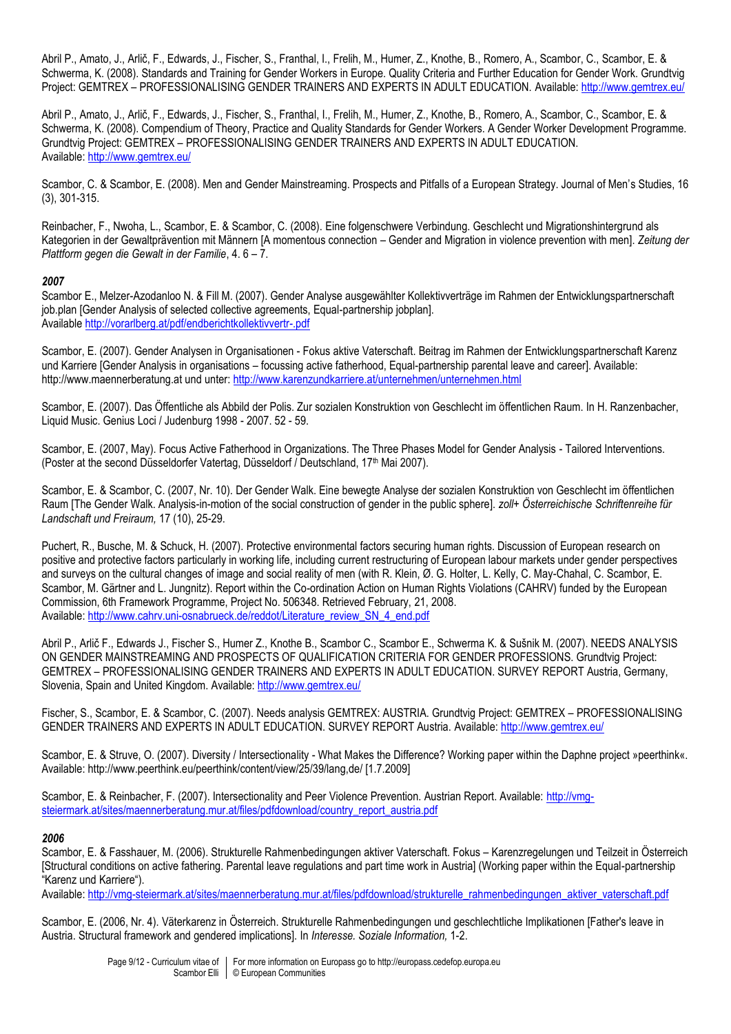Abril P., Amato, J., Arlič, F., Edwards, J., Fischer, S., Franthal, I., Frelih, M., Humer, Z., Knothe, B., Romero, A., Scambor, C., Scambor, E. & Schwerma, K. (2008). Standards and Training for Gender Workers in Europe. Quality Criteria and Further Education for Gender Work. Grundtvig Project: GEMTREX – PROFESSIONALISING GENDER TRAINERS AND EXPERTS IN ADULT EDUCATION. Available: http://www.gemtrex.eu/

Abril P., Amato, J., Arlič, F., Edwards, J., Fischer, S., Franthal, I., Frelih, M., Humer, Z., Knothe, B., Romero, A., Scambor, C., Scambor, E. & Schwerma, K. (2008). Compendium of Theory, Practice and Quality Standards for Gender Workers. A Gender Worker Development Programme. Grundtvig Project: GEMTREX – PROFESSIONALISING GENDER TRAINERS AND EXPERTS IN ADULT EDUCATION. Available: http://www.gemtrex.eu/

Scambor, C. & Scambor, E. (2008). Men and Gender Mainstreaming. Prospects and Pitfalls of a European Strategy. Journal of Men's Studies, 16 (3), 301-315.

Reinbacher, F., Nwoha, L., Scambor, E. & Scambor, C. (2008). Eine folgenschwere Verbindung. Geschlecht und Migrationshintergrund als Kategorien in der Gewaltprävention mit Männern [A momentous connection – Gender and Migration in violence prevention with men]. *Zeitung der Plattform gegen die Gewalt in der Familie*, 4. 6 – 7.

***2007***

Scambor E., Melzer-Azodanloo N. & Fill M. (2007). Gender Analyse ausgewählter Kollektivverträge im Rahmen der Entwicklungspartnerschaft job.plan [Gender Analysis of selected collective agreements, Equal-partnership jobplan]. Available http://vorarlberg.at/pdf/endberichtkollektivvertr-.pdf

Scambor, E. (2007). Gender Analysen in Organisationen - Fokus aktive Vaterschaft. Beitrag im Rahmen der Entwicklungspartnerschaft Karenz und Karriere [Gender Analysis in organisations – focussing active fatherhood, Equal-partnership parental leave and career]. Available: http://www.maennerberatung.at und unter: http://www.karenzundkarriere.at/unternehmen/unternehmen.html

Scambor, E. (2007). Das Öffentliche als Abbild der Polis. Zur sozialen Konstruktion von Geschlecht im öffentlichen Raum. In H. Ranzenbacher, Liquid Music. Genius Loci / Judenburg 1998 - 2007. 52 - 59.

Scambor, E. (2007, May). Focus Active Fatherhood in Organizations. The Three Phases Model for Gender Analysis - Tailored Interventions. (Poster at the second Düsseldorfer Vatertag, Düsseldorf / Deutschland, 17th Mai 2007).

Scambor, E. & Scambor, C. (2007, Nr. 10). Der Gender Walk. Eine bewegte Analyse der sozialen Konstruktion von Geschlecht im öffentlichen Raum [The Gender Walk. Analysis-in-motion of the social construction of gender in the public sphere]. *zoll+ Österreichische Schriftenreihe für Landschaft und Freiraum,* 17 (10), 25-29.

Puchert, R., Busche, M. & Schuck, H. (2007). Protective environmental factors securing human rights. Discussion of European research on positive and protective factors particularly in working life, including current restructuring of European labour markets under gender perspectives and surveys on the cultural changes of image and social reality of men (with R. Klein, Ø. G. Holter, L. Kelly, C. May-Chahal, C. Scambor, E. Scambor, M. Gärtner and L. Jungnitz). Report within the Co-ordination Action on Human Rights Violations (CAHRV) funded by the European Commission, 6th Framework Programme, Project No. 506348. Retrieved February, 21, 2008. Available: http://www.cahrv.uni-osnabrueck.de/reddot/Literature_review_SN_4_end.pdf

Abril P., Arlič F., Edwards J., Fischer S., Humer Z., Knothe B., Scambor C., Scambor E., Schwerma K. & Sušnik M. (2007). NEEDS ANALYSIS ON GENDER MAINSTREAMING AND PROSPECTS OF QUALIFICATION CRITERIA FOR GENDER PROFESSIONS. Grundtvig Project: GEMTREX – PROFESSIONALISING GENDER TRAINERS AND EXPERTS IN ADULT EDUCATION. SURVEY REPORT Austria, Germany, Slovenia, Spain and United Kingdom. Available: http://www.gemtrex.eu/

Fischer, S., Scambor, E. & Scambor, C. (2007). Needs analysis GEMTREX: AUSTRIA. Grundtvig Project: GEMTREX – PROFESSIONALISING GENDER TRAINERS AND EXPERTS IN ADULT EDUCATION. SURVEY REPORT Austria. Available: http://www.gemtrex.eu/

Scambor, E. & Struve, O. (2007). Diversity / Intersectionality - What Makes the Difference? Working paper within the Daphne project »peerthink«. Available: http://www.peerthink.eu/peerthink/content/view/25/39/lang,de/ [1.7.2009]

Scambor, E. & Reinbacher, F. (2007). Intersectionality and Peer Violence Prevention. Austrian Report. Available: http://vmg-steiermark.at/sites/maennerberatung.mur.at/files/pdfdownload/country_report_austria.pdf

***2006***

Scambor, E. & Fasshauer, M. (2006). Strukturelle Rahmenbedingungen aktiver Vaterschaft. Fokus – Karenzregelungen und Teilzeit in Österreich [Structural conditions on active fathering. Parental leave regulations and part time work in Austria] (Working paper within the Equal-partnership "Karenz und Karriere").
Available: http://vmg-steiermark.at/sites/maennerberatung.mur.at/files/pdfdownload/strukturelle_rahmenbedingungen_aktiver_vaterschaft.pdf

Scambor, E. (2006, Nr. 4). Väterkarenz in Österreich. Strukturelle Rahmenbedingungen und geschlechtliche Implikationen [Father's leave in Austria. Structural framework and gendered implications]. In *Interesse. Soziale Information,* 1-2.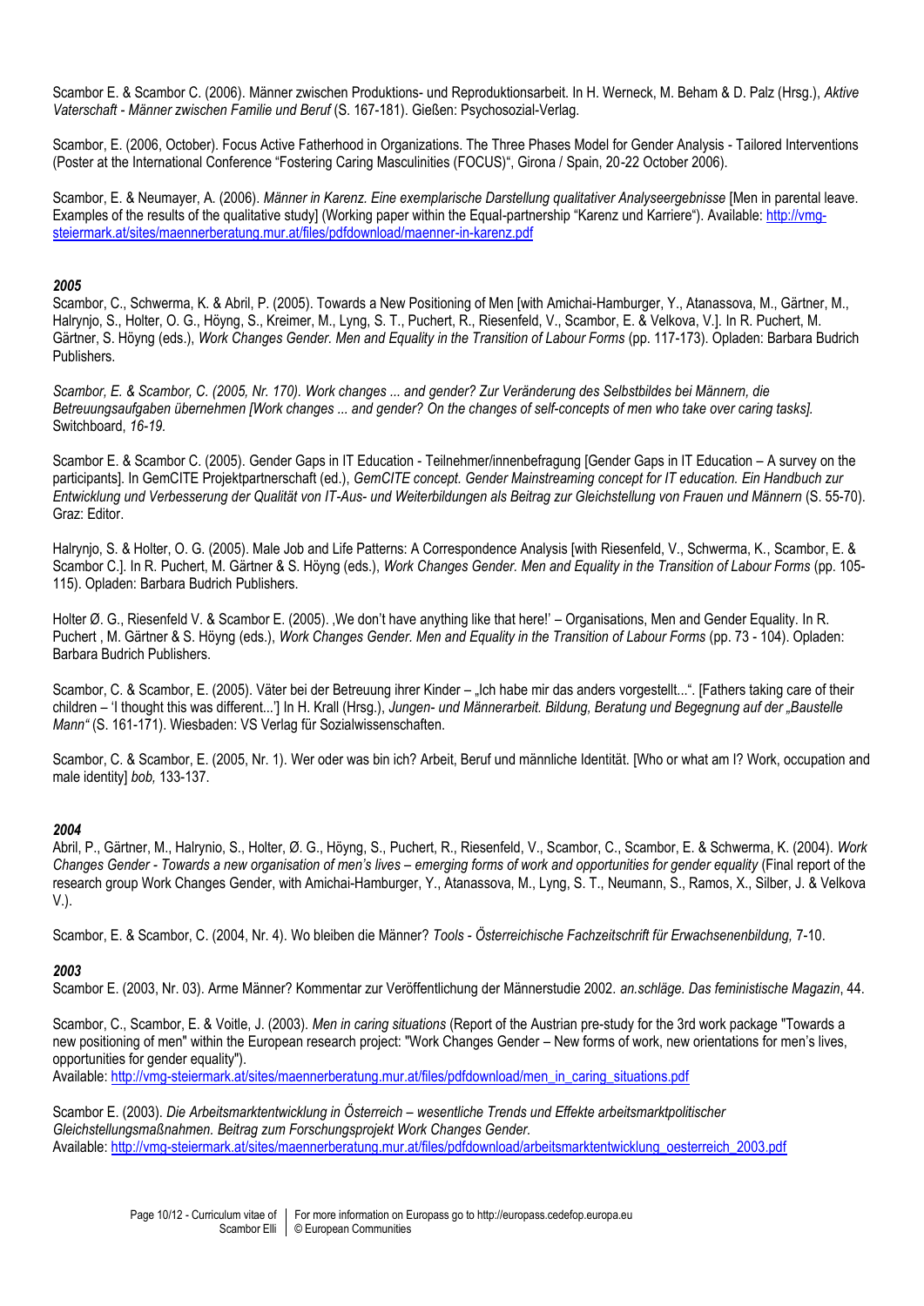Scambor E. & Scambor C. (2006). Männer zwischen Produktions- und Reproduktionsarbeit. In H. Werneck, M. Beham & D. Palz (Hrsg.), *Aktive Vaterschaft - Männer zwischen Familie und Beruf* (S. 167-181). Gießen: Psychosozial-Verlag.

Scambor, E. (2006, October). Focus Active Fatherhood in Organizations. The Three Phases Model for Gender Analysis - Tailored Interventions (Poster at the International Conference "Fostering Caring Masculinities (FOCUS)", Girona / Spain, 20-22 October 2006).

Scambor, E. & Neumayer, A. (2006). *Männer in Karenz. Eine exemplarische Darstellung qualitativer Analyseergebnisse* [Men in parental leave. Examples of the results of the qualitative study] (Working paper within the Equal-partnership "Karenz und Karriere"). Available: http://vmg-steiermark.at/sites/maennerberatung.mur.at/files/pdfdownload/maenner-in-karenz.pdf

***2005***

Scambor, C., Schwerma, K. & Abril, P. (2005). Towards a New Positioning of Men [with Amichai-Hamburger, Y., Atanassova, M., Gärtner, M., Halrynjo, S., Holter, O. G., Höyng, S., Kreimer, M., Lyng, S. T., Puchert, R., Riesenfeld, V., Scambor, E. & Velkova, V.]. In R. Puchert, M. Gärtner, S. Höyng (eds.), *Work Changes Gender. Men and Equality in the Transition of Labour Forms* (pp. 117-173). Opladen: Barbara Budrich Publishers.

*Scambor, E. & Scambor, C. (2005, Nr. 170). Work changes ... and gender? Zur Veränderung des Selbstbildes bei Männern, die Betreuungsaufgaben übernehmen [Work changes ... and gender? On the changes of self-concepts of men who take over caring tasks].* Switchboard, *16-19.*

Scambor E. & Scambor C. (2005). Gender Gaps in IT Education - Teilnehmer/innenbefragung [Gender Gaps in IT Education – A survey on the participants]. In GemCITE Projektpartnerschaft (ed.), *GemCITE concept. Gender Mainstreaming concept for IT education. Ein Handbuch zur Entwicklung und Verbesserung der Qualität von IT-Aus- und Weiterbildungen als Beitrag zur Gleichstellung von Frauen und Männern* (S. 55-70). Graz: Editor.

Halrynjo, S. & Holter, O. G. (2005). Male Job and Life Patterns: A Correspondence Analysis [with Riesenfeld, V., Schwerma, K., Scambor, E. & Scambor C.]. In R. Puchert, M. Gärtner & S. Höyng (eds.), *Work Changes Gender. Men and Equality in the Transition of Labour Forms* (pp. 105-115). Opladen: Barbara Budrich Publishers.

Holter Ø. G., Riesenfeld V. & Scambor E. (2005). ‚We don't have anything like that here!' – Organisations, Men and Gender Equality. In R. Puchert , M. Gärtner & S. Höyng (eds.), *Work Changes Gender. Men and Equality in the Transition of Labour Forms* (pp. 73 - 104). Opladen: Barbara Budrich Publishers.

Scambor, C. & Scambor, E. (2005). Väter bei der Betreuung ihrer Kinder – „Ich habe mir das anders vorgestellt...". [Fathers taking care of their children – 'I thought this was different...'] In H. Krall (Hrsg.), *Jungen- und Männerarbeit. Bildung, Beratung und Begegnung auf der „Baustelle Mann"* (S. 161-171). Wiesbaden: VS Verlag für Sozialwissenschaften.

Scambor, C. & Scambor, E. (2005, Nr. 1). Wer oder was bin ich? Arbeit, Beruf und männliche Identität. [Who or what am I? Work, occupation and male identity] *bob,* 133-137.

***2004***

Abril, P., Gärtner, M., Halrynio, S., Holter, Ø. G., Höyng, S., Puchert, R., Riesenfeld, V., Scambor, C., Scambor, E. & Schwerma, K. (2004). *Work Changes Gender - Towards a new organisation of men's lives – emerging forms of work and opportunities for gender equality* (Final report of the research group Work Changes Gender, with Amichai-Hamburger, Y., Atanassova, M., Lyng, S. T., Neumann, S., Ramos, X., Silber, J. & Velkova V.).

Scambor, E. & Scambor, C. (2004, Nr. 4). Wo bleiben die Männer? *Tools - Österreichische Fachzeitschrift für Erwachsenenbildung,* 7-10.

***2003***

Scambor E. (2003, Nr. 03). Arme Männer? Kommentar zur Veröffentlichung der Männerstudie 2002. *an.schläge. Das feministische Magazin*, 44.

Scambor, C., Scambor, E. & Voitle, J. (2003). *Men in caring situations* (Report of the Austrian pre-study for the 3rd work package "Towards a new positioning of men" within the European research project: "Work Changes Gender – New forms of work, new orientations for men's lives, opportunities for gender equality").
Available: http://vmg-steiermark.at/sites/maennerberatung.mur.at/files/pdfdownload/men_in_caring_situations.pdf

Scambor E. (2003). *Die Arbeitsmarktentwicklung in Österreich – wesentliche Trends und Effekte arbeitsmarktpolitischer Gleichstellungsmaßnahmen. Beitrag zum Forschungsprojekt Work Changes Gender.*
Available: http://vmg-steiermark.at/sites/maennerberatung.mur.at/files/pdfdownload/arbeitsmarktentwicklung_oesterreich_2003.pdf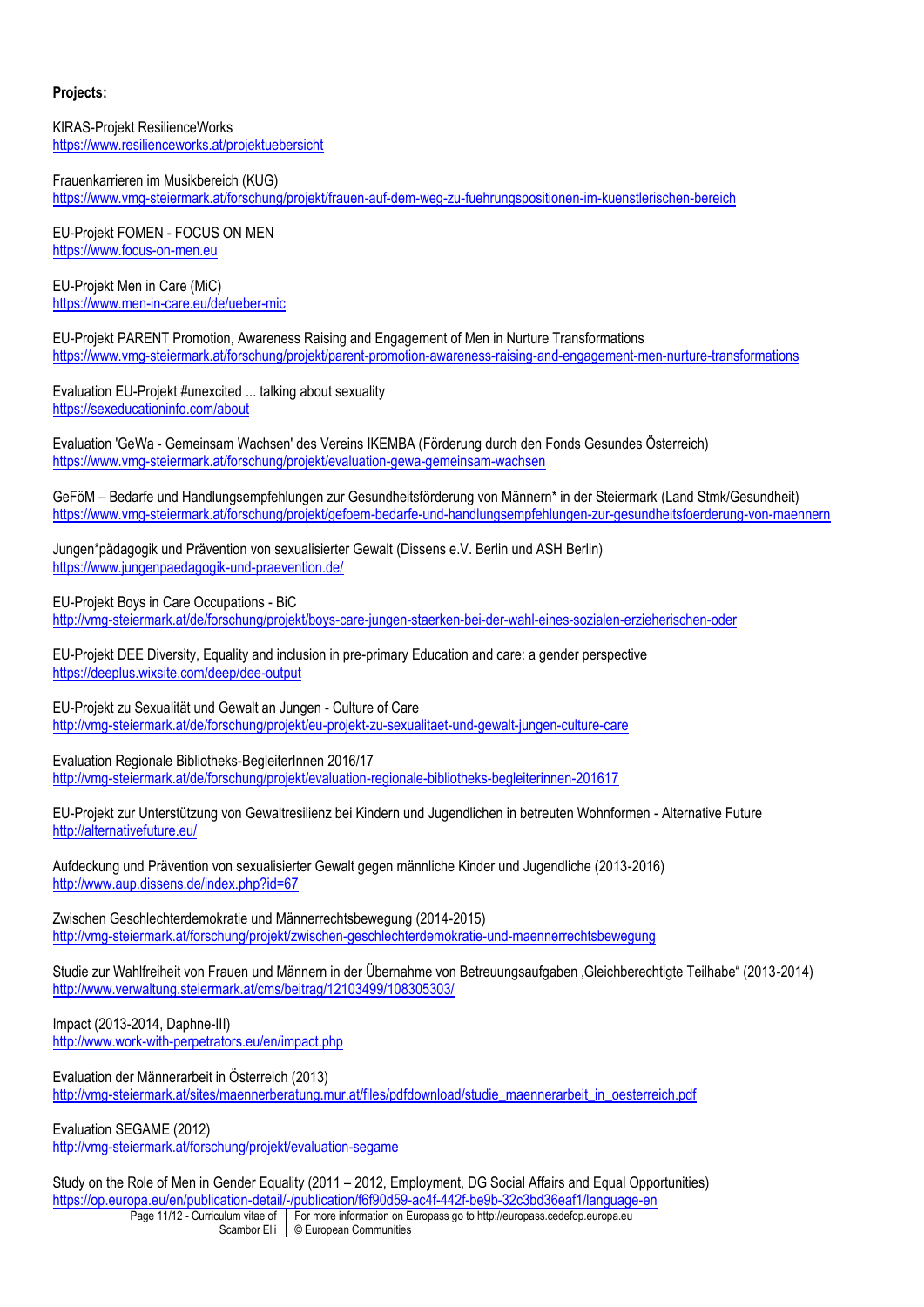**Projects:**

KIRAS-Projekt ResilienceWorks
https://www.resilienceworks.at/projektuebersicht

Frauenkarrieren im Musikbereich (KUG)
https://www.vmg-steiermark.at/forschung/projekt/frauen-auf-dem-weg-zu-fuehrungspositionen-im-kuenstlerischen-bereich

EU-Projekt FOMEN - FOCUS ON MEN
https://www.focus-on-men.eu

EU-Projekt Men in Care (MiC)
https://www.men-in-care.eu/de/ueber-mic

EU-Projekt PARENT Promotion, Awareness Raising and Engagement of Men in Nurture Transformations
https://www.vmg-steiermark.at/forschung/projekt/parent-promotion-awareness-raising-and-engagement-men-nurture-transformations

Evaluation EU-Projekt #unexcited ... talking about sexuality
https://sexeducationinfo.com/about

Evaluation 'GeWa - Gemeinsam Wachsen' des Vereins IKEMBA (Förderung durch den Fonds Gesundes Österreich)
https://www.vmg-steiermark.at/forschung/projekt/evaluation-gewa-gemeinsam-wachsen

GeFöM – Bedarfe und Handlungsempfehlungen zur Gesundheitsförderung von Männern* in der Steiermark (Land Stmk/Gesundheit)
https://www.vmg-steiermark.at/forschung/projekt/gefoem-bedarfe-und-handlungsempfehlungen-zur-gesundheitsfoerderung-von-maennern

Jungen*pädagogik und Prävention von sexualisierter Gewalt (Dissens e.V. Berlin und ASH Berlin)
https://www.jungenpaedagogik-und-praevention.de/

EU-Projekt Boys in Care Occupations - BiC
http://vmg-steiermark.at/de/forschung/projekt/boys-care-jungen-staerken-bei-der-wahl-eines-sozialen-erzieherischen-oder

EU-Projekt DEE Diversity, Equality and inclusion in pre-primary Education and care: a gender perspective
https://deeplus.wixsite.com/deep/dee-output

EU-Projekt zu Sexualität und Gewalt an Jungen - Culture of Care
http://vmg-steiermark.at/de/forschung/projekt/eu-projekt-zu-sexualitaet-und-gewalt-jungen-culture-care

Evaluation Regionale Bibliotheks-BegleiterInnen 2016/17
http://vmg-steiermark.at/de/forschung/projekt/evaluation-regionale-bibliotheks-begleiterinnen-201617

EU-Projekt zur Unterstützung von Gewaltresilienz bei Kindern und Jugendlichen in betreuten Wohnformen - Alternative Future
http://alternativefuture.eu/

Aufdeckung und Prävention von sexualisierter Gewalt gegen männliche Kinder und Jugendliche (2013-2016)
http://www.aup.dissens.de/index.php?id=67

Zwischen Geschlechterdemokratie und Männerrechtsbewegung (2014-2015)
http://vmg-steiermark.at/forschung/projekt/zwischen-geschlechterdemokratie-und-maennerrechtsbewegung

Studie zur Wahlfreiheit von Frauen und Männern in der Übernahme von Betreuungsaufgaben ‚Gleichberechtigte Teilhabe" (2013-2014)
http://www.verwaltung.steiermark.at/cms/beitrag/12103499/108305303/

Impact (2013-2014, Daphne-III)
http://www.work-with-perpetrators.eu/en/impact.php

Evaluation der Männerarbeit in Österreich (2013)
http://vmg-steiermark.at/sites/maennerberatung.mur.at/files/pdfdownload/studie_maennerarbeit_in_oesterreich.pdf

Evaluation SEGAME (2012)
http://vmg-steiermark.at/forschung/projekt/evaluation-segame

Study on the Role of Men in Gender Equality (2011 – 2012, Employment, DG Social Affairs and Equal Opportunities)
https://op.europa.eu/en/publication-detail/-/publication/f6f90d59-ac4f-442f-be9b-32c3bd36eaf1/language-en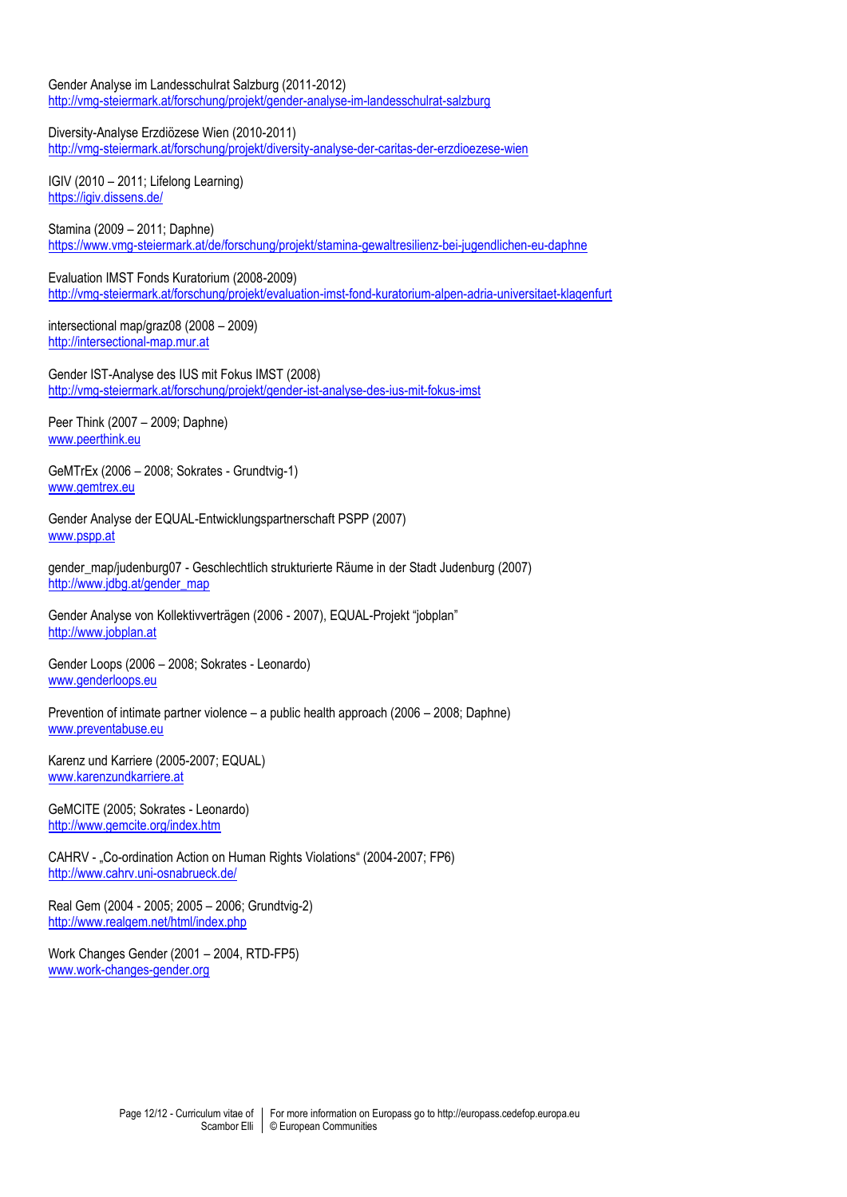Gender Analyse im Landesschulrat Salzburg (2011-2012)
http://vmg-steiermark.at/forschung/projekt/gender-analyse-im-landesschulrat-salzburg

Diversity-Analyse Erzdiözese Wien (2010-2011)
http://vmg-steiermark.at/forschung/projekt/diversity-analyse-der-caritas-der-erzdioezese-wien

IGIV (2010 – 2011; Lifelong Learning)
https://igiv.dissens.de/

Stamina (2009 – 2011; Daphne)
https://www.vmg-steiermark.at/de/forschung/projekt/stamina-gewaltresilienz-bei-jugendlichen-eu-daphne

Evaluation IMST Fonds Kuratorium (2008-2009)
http://vmg-steiermark.at/forschung/projekt/evaluation-imst-fond-kuratorium-alpen-adria-universitaet-klagenfurt

intersectional map/graz08 (2008 – 2009)
http://intersectional-map.mur.at

Gender IST-Analyse des IUS mit Fokus IMST (2008)
http://vmg-steiermark.at/forschung/projekt/gender-ist-analyse-des-ius-mit-fokus-imst

Peer Think (2007 – 2009; Daphne)
www.peerthink.eu

GeMTrEx (2006 – 2008; Sokrates - Grundtvig-1)
www.gemtrex.eu

Gender Analyse der EQUAL-Entwicklungspartnerschaft PSPP (2007)
www.pspp.at

gender_map/judenburg07 - Geschlechtlich strukturierte Räume in der Stadt Judenburg (2007)
http://www.jdbg.at/gender_map

Gender Analyse von Kollektivverträgen (2006 - 2007), EQUAL-Projekt "jobplan"
http://www.jobplan.at

Gender Loops (2006 – 2008; Sokrates - Leonardo)
www.genderloops.eu

Prevention of intimate partner violence – a public health approach (2006 – 2008; Daphne)
www.preventabuse.eu

Karenz und Karriere (2005-2007; EQUAL)
www.karenzundkarriere.at

GeMCITE (2005; Sokrates - Leonardo)
http://www.gemcite.org/index.htm

CAHRV - „Co-ordination Action on Human Rights Violations" (2004-2007; FP6)
http://www.cahrv.uni-osnabrueck.de/

Real Gem (2004 - 2005; 2005 – 2006; Grundtvig-2)
http://www.realgem.net/html/index.php

Work Changes Gender (2001 – 2004, RTD-FP5)
www.work-changes-gender.org